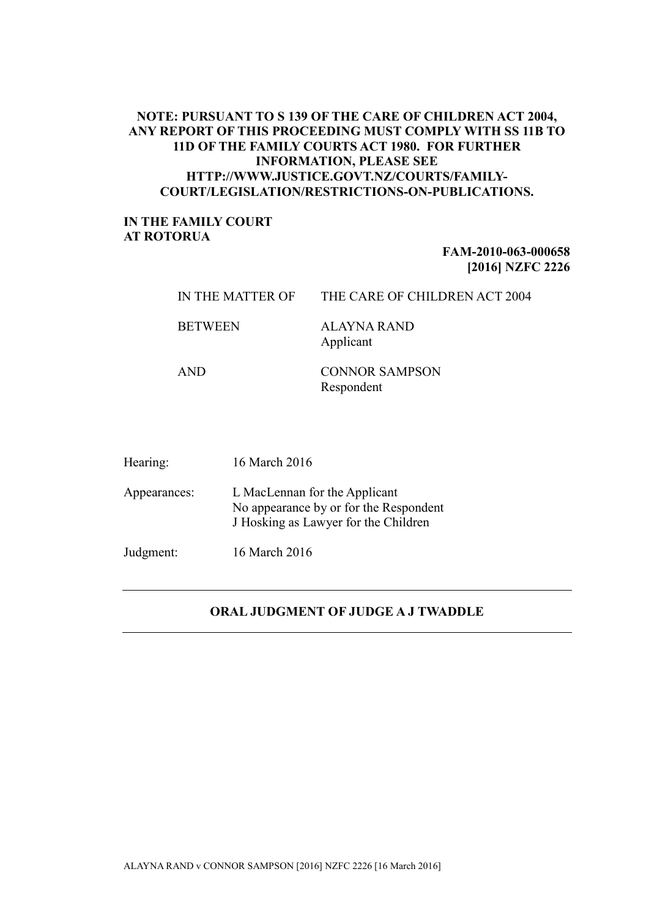**NOTE: PURSUANT TO S 139 OF THE CARE OF CHILDREN ACT 2004, ANY REPORT OF THIS PROCEEDING MUST COMPLY WITH SS 11B TO 11D OF THE FAMILY COURTS ACT 1980. FOR FURTHER INFORMATION, PLEASE SEE HTTP://WWW.JUSTICE.GOVT.NZ/COURTS/FAMILY-COURT/LEGISLATION/RESTRICTIONS-ON-PUBLICATIONS.**

**IN THE FAMILY COURT**
**AT ROTORUA**

**FAM-2010-063-000658**
**[2016] NZFC 2226**

| | |
|---|---|
| IN THE MATTER OF | THE CARE OF CHILDREN ACT 2004 |
| BETWEEN | ALAYNA RAND<br>Applicant |
| AND | CONNOR SAMPSON<br>Respondent |

| | |
|---|---|
| Hearing: | 16 March 2016 |
| Appearances: | L MacLennan for the Applicant<br>No appearance by or for the Respondent<br>J Hosking as Lawyer for the Children |
| Judgment: | 16 March 2016 |

---

**ORAL JUDGMENT OF JUDGE A J TWADDLE**

---

ALAYNA RAND v CONNOR SAMPSON [2016] NZFC 2226 [16 March 2016]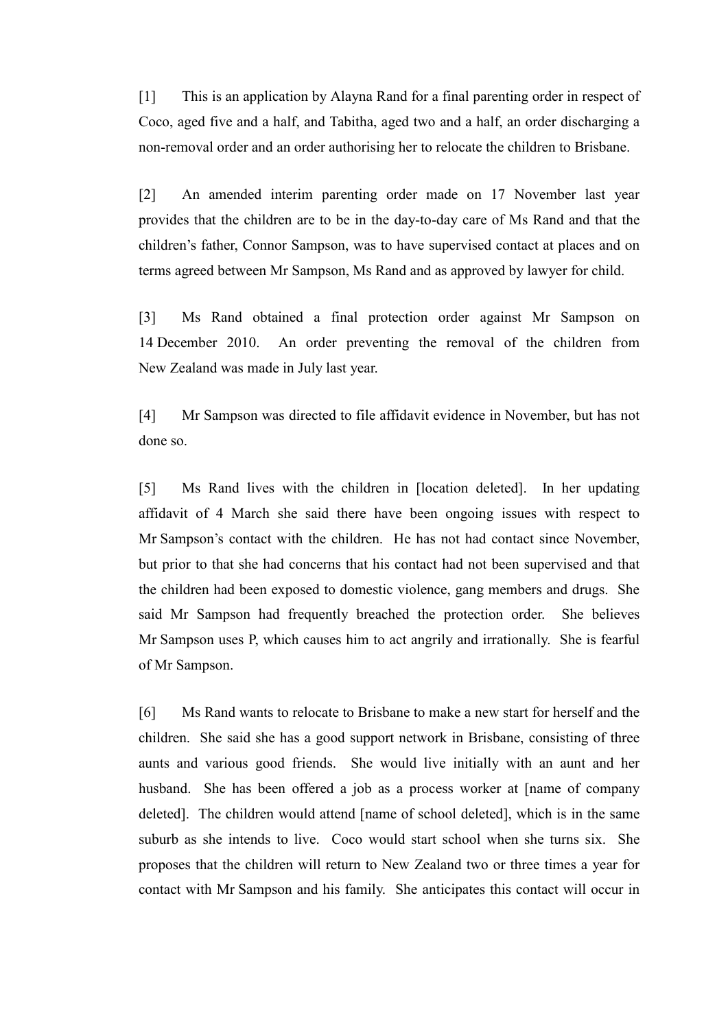[1] This is an application by Alayna Rand for a final parenting order in respect of Coco, aged five and a half, and Tabitha, aged two and a half, an order discharging a non-removal order and an order authorising her to relocate the children to Brisbane.

[2] An amended interim parenting order made on 17 November last year provides that the children are to be in the day-to-day care of Ms Rand and that the children's father, Connor Sampson, was to have supervised contact at places and on terms agreed between Mr Sampson, Ms Rand and as approved by lawyer for child.

[3] Ms Rand obtained a final protection order against Mr Sampson on 14 December 2010. An order preventing the removal of the children from New Zealand was made in July last year.

[4] Mr Sampson was directed to file affidavit evidence in November, but has not done so.

[5] Ms Rand lives with the children in [location deleted]. In her updating affidavit of 4 March she said there have been ongoing issues with respect to Mr Sampson's contact with the children. He has not had contact since November, but prior to that she had concerns that his contact had not been supervised and that the children had been exposed to domestic violence, gang members and drugs. She said Mr Sampson had frequently breached the protection order. She believes Mr Sampson uses P, which causes him to act angrily and irrationally. She is fearful of Mr Sampson.

[6] Ms Rand wants to relocate to Brisbane to make a new start for herself and the children. She said she has a good support network in Brisbane, consisting of three aunts and various good friends. She would live initially with an aunt and her husband. She has been offered a job as a process worker at [name of company deleted]. The children would attend [name of school deleted], which is in the same suburb as she intends to live. Coco would start school when she turns six. She proposes that the children will return to New Zealand two or three times a year for contact with Mr Sampson and his family. She anticipates this contact will occur in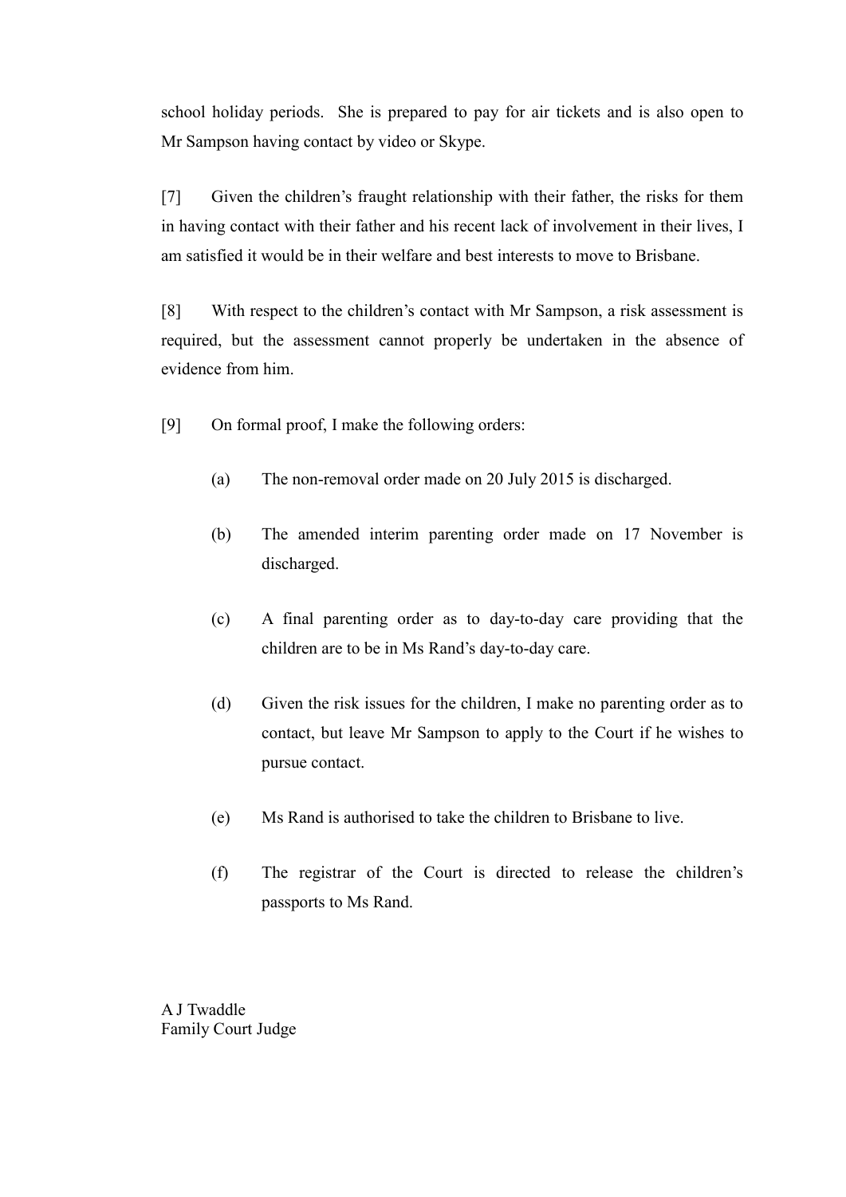school holiday periods. She is prepared to pay for air tickets and is also open to Mr Sampson having contact by video or Skype.

[7] Given the children's fraught relationship with their father, the risks for them in having contact with their father and his recent lack of involvement in their lives, I am satisfied it would be in their welfare and best interests to move to Brisbane.

[8] With respect to the children's contact with Mr Sampson, a risk assessment is required, but the assessment cannot properly be undertaken in the absence of evidence from him.

[9] On formal proof, I make the following orders:

(a) The non-removal order made on 20 July 2015 is discharged.

(b) The amended interim parenting order made on 17 November is discharged.

(c) A final parenting order as to day-to-day care providing that the children are to be in Ms Rand's day-to-day care.

(d) Given the risk issues for the children, I make no parenting order as to contact, but leave Mr Sampson to apply to the Court if he wishes to pursue contact.

(e) Ms Rand is authorised to take the children to Brisbane to live.

(f) The registrar of the Court is directed to release the children's passports to Ms Rand.

A J Twaddle
Family Court Judge